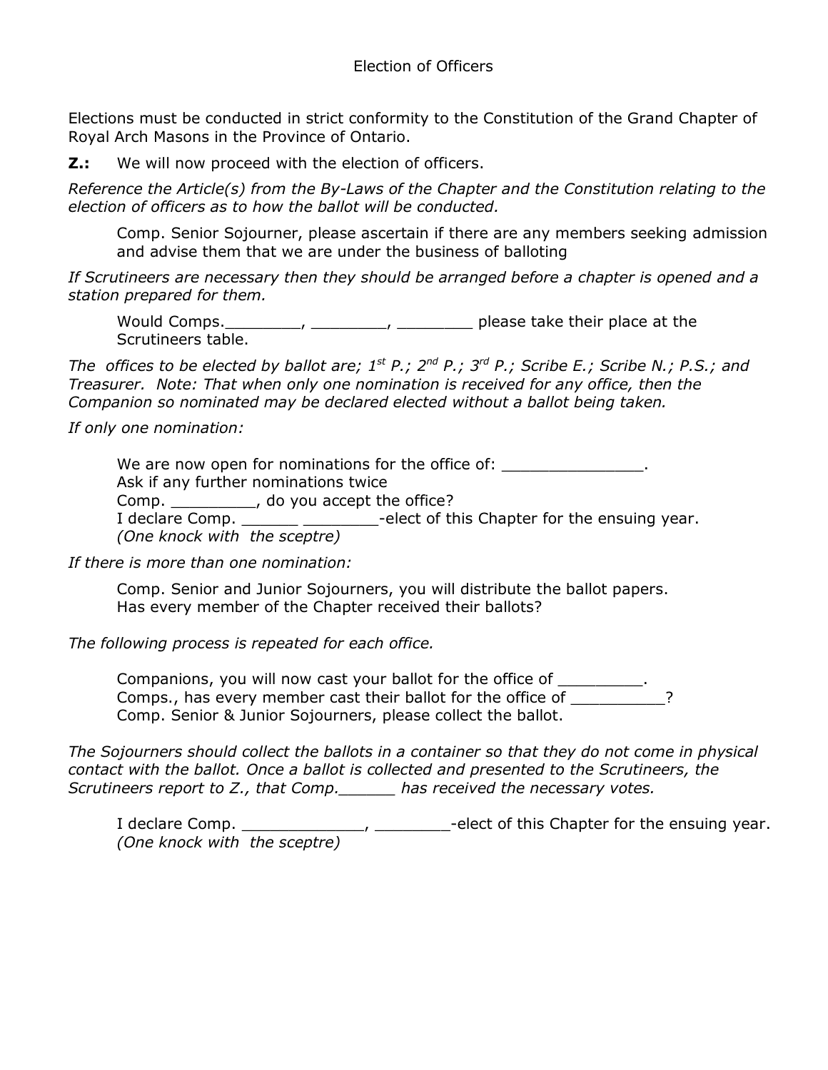# Election of Officers

Elections must be conducted in strict conformity to the Constitution of the Grand Chapter of Royal Arch Masons in the Province of Ontario.

**Z.:** We will now proceed with the election of officers.

*Reference the Article(s) from the By-Laws of the Chapter and the Constitution relating to the election of officers as to how the ballot will be conducted.*

> Comp. Senior Sojourner, please ascertain if there are any members seeking admission and advise them that we are under the business of balloting

*If Scrutineers are necessary then they should be arranged before a chapter is opened and a station prepared for them.*

> Would Comps.________, ________, ________ please take their place at the Scrutineers table.

*The offices to be elected by ballot are; 1st P.; 2nd P.; 3rd P.; Scribe E.; Scribe N.; P.S.; and Treasurer. Note: That when only one nomination is received for any office, then the Companion so nominated may be declared elected without a ballot being taken.*

*If only one nomination:*

> We are now open for nominations for the office of: _______________.
> Ask if any further nominations twice
> Comp. _________, do you accept the office?
> I declare Comp. ______ ________-elect of this Chapter for the ensuing year.
> *(One knock with the sceptre)*

*If there is more than one nomination:*

> Comp. Senior and Junior Sojourners, you will distribute the ballot papers.
> Has every member of the Chapter received their ballots?

*The following process is repeated for each office.*

> Companions, you will now cast your ballot for the office of _________.
> Comps., has every member cast their ballot for the office of __________?
> Comp. Senior & Junior Sojourners, please collect the ballot.

*The Sojourners should collect the ballots in a container so that they do not come in physical contact with the ballot. Once a ballot is collected and presented to the Scrutineers, the Scrutineers report to Z., that Comp.______ has received the necessary votes.*

> I declare Comp. _____________, ________-elect of this Chapter for the ensuing year.
> *(One knock with the sceptre)*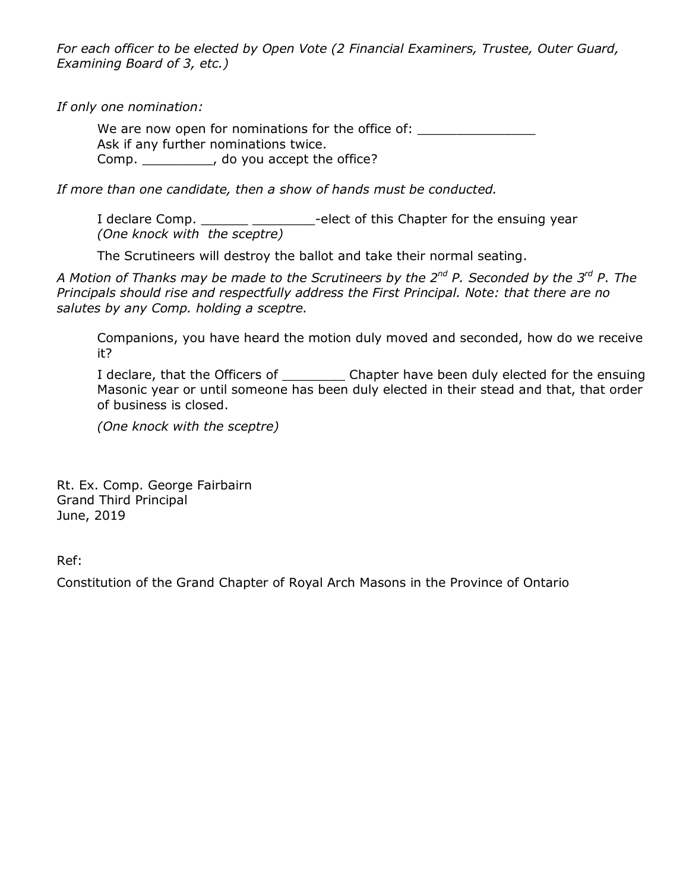*For each officer to be elected by Open Vote (2 Financial Examiners, Trustee, Outer Guard, Examining Board of 3, etc.)*

*If only one nomination:*

> We are now open for nominations for the office of: _______________
> Ask if any further nominations twice.
> Comp. _________, do you accept the office?

*If more than one candidate, then a show of hands must be conducted.*

> I declare Comp. ______ ________-elect of this Chapter for the ensuing year
> *(One knock with the sceptre)*
>
> The Scrutineers will destroy the ballot and take their normal seating.

*A Motion of Thanks may be made to the Scrutineers by the 2nd P. Seconded by the 3rd P. The Principals should rise and respectfully address the First Principal. Note: that there are no salutes by any Comp. holding a sceptre.*

> Companions, you have heard the motion duly moved and seconded, how do we receive it?
>
> I declare, that the Officers of ________ Chapter have been duly elected for the ensuing Masonic year or until someone has been duly elected in their stead and that, that order of business is closed.
>
> *(One knock with the sceptre)*

Rt. Ex. Comp. George Fairbairn
Grand Third Principal
June, 2019

Ref:

Constitution of the Grand Chapter of Royal Arch Masons in the Province of Ontario